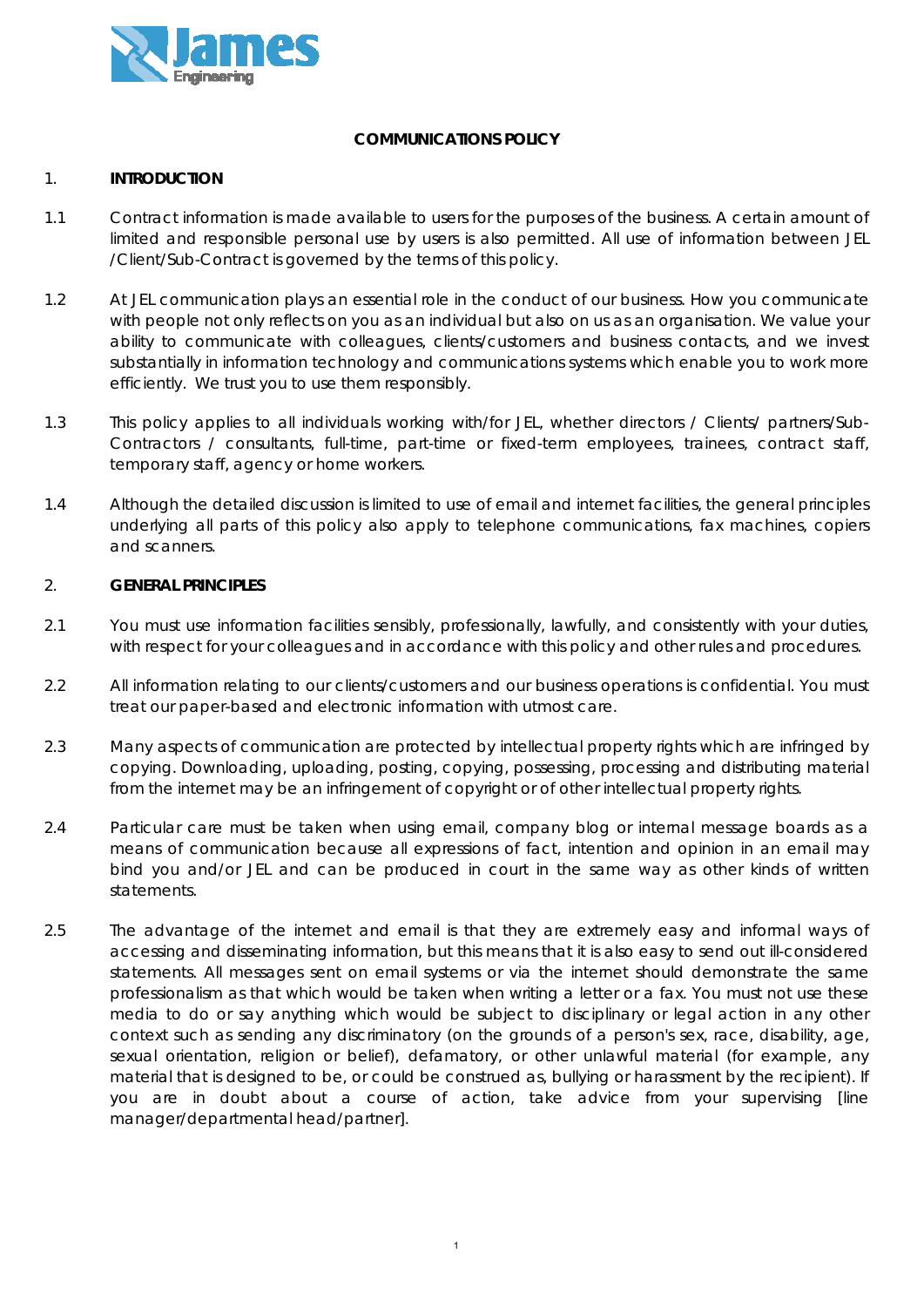**COMMUNICATIONS POLICY**

1. **INTRODUCTION**

1.1 Contract information is made available to users for the purposes of the business. A certain amount of limited and responsible personal use by users is also permitted. All use of information between JEL /Client/Sub-Contract is governed by the terms of this policy.

1.2 At JEL communication plays an essential role in the conduct of our business. How you communicate with people not only reflects on you as an individual but also on us as an organisation. We value your ability to communicate with colleagues, clients/customers and business contacts, and we invest substantially in information technology and communications systems which enable you to work more efficiently. We trust you to use them responsibly.

1.3 This policy applies to all individuals working with/for JEL, whether directors / Clients/ partners/Sub-Contractors / consultants, full-time, part-time or fixed-term employees, trainees, contract staff, temporary staff, agency or home workers.

1.4 Although the detailed discussion is limited to use of email and internet facilities, the general principles underlying all parts of this policy also apply to telephone communications, fax machines, copiers and scanners.

2. **GENERAL PRINCIPLES**

2.1 You must use information facilities sensibly, professionally, lawfully, and consistently with your duties, with respect for your colleagues and in accordance with this policy and other rules and procedures.

2.2 All information relating to our clients/customers and our business operations is confidential. You must treat our paper-based and electronic information with utmost care.

2.3 Many aspects of communication are protected by intellectual property rights which are infringed by copying. Downloading, uploading, posting, copying, possessing, processing and distributing material from the internet may be an infringement of copyright or of other intellectual property rights.

2.4 Particular care must be taken when using email, company blog or internal message boards as a means of communication because all expressions of fact, intention and opinion in an email may bind you and/or JEL and can be produced in court in the same way as other kinds of written statements.

2.5 The advantage of the internet and email is that they are extremely easy and informal ways of accessing and disseminating information, but this means that it is also easy to send out ill-considered statements. All messages sent on email systems or via the internet should demonstrate the same professionalism as that which would be taken when writing a letter or a fax. You must not use these media to do or say anything which would be subject to disciplinary or legal action in any other context such as sending any discriminatory (on the grounds of a person's sex, race, disability, age, sexual orientation, religion or belief), defamatory, or other unlawful material (for example, any material that is designed to be, or could be construed as, bullying or harassment by the recipient). If you are in doubt about a course of action, take advice from your supervising [line manager/departmental head/partner].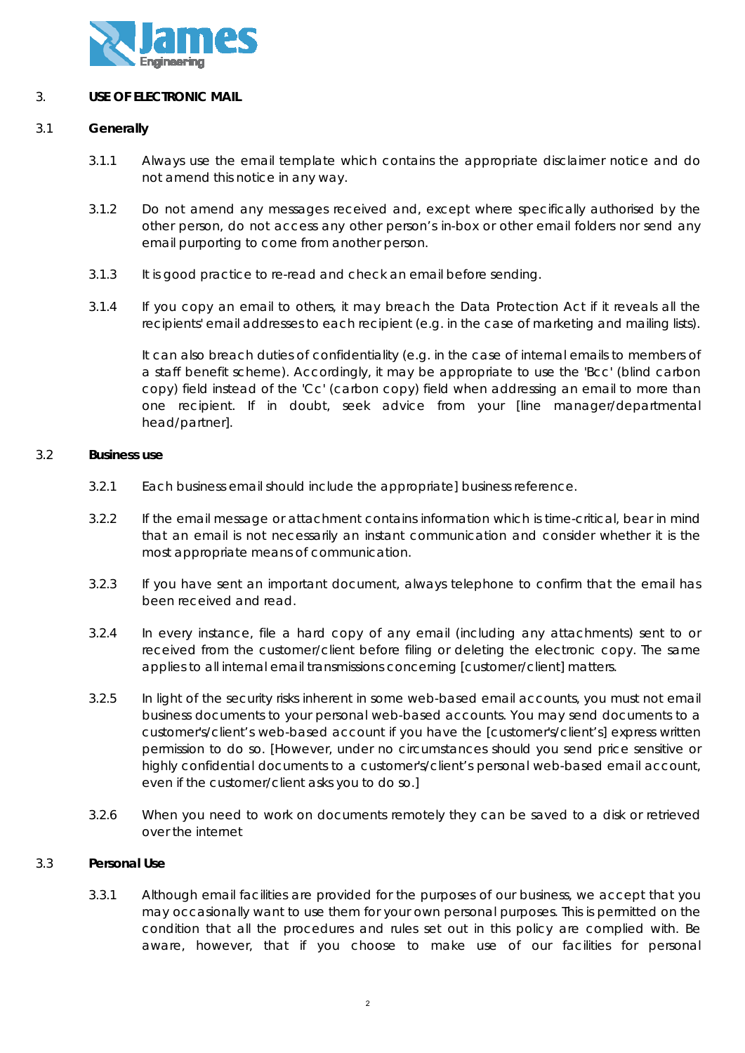## 3. USE OF ELECTRONIC MAIL

### 3.1 Generally

3.1.1 Always use the email template which contains the appropriate disclaimer notice and do not amend this notice in any way.

3.1.2 Do not amend any messages received and, except where specifically authorised by the other person, do not access any other person's in-box or other email folders nor send any email purporting to come from another person.

3.1.3 It is good practice to re-read and check an email before sending.

3.1.4 If you copy an email to others, it may breach the Data Protection Act if it reveals all the recipients' email addresses to each recipient (e.g. in the case of marketing and mailing lists).

It can also breach duties of confidentiality (e.g. in the case of internal emails to members of a staff benefit scheme). Accordingly, it may be appropriate to use the 'Bcc' (blind carbon copy) field instead of the 'Cc' (carbon copy) field when addressing an email to more than one recipient. If in doubt, seek advice from your [line manager/departmental head/partner].

### 3.2 Business use

3.2.1 Each business email should include the appropriate] business reference.

3.2.2 If the email message or attachment contains information which is time-critical, bear in mind that an email is not necessarily an instant communication and consider whether it is the most appropriate means of communication.

3.2.3 If you have sent an important document, always telephone to confirm that the email has been received and read.

3.2.4 In every instance, file a hard copy of any email (including any attachments) sent to or received from the customer/client before filing or deleting the electronic copy. The same applies to all internal email transmissions concerning [customer/client] matters.

3.2.5 In light of the security risks inherent in some web-based email accounts, you must not email business documents to your personal web-based accounts. You may send documents to a customer's/client's web-based account if you have the [customer's/client's] express written permission to do so. [However, under no circumstances should you send price sensitive or highly confidential documents to a customer's/client's personal web-based email account, even if the customer/client asks you to do so.]

3.2.6 When you need to work on documents remotely they can be saved to a disk or retrieved over the internet

### 3.3 Personal Use

3.3.1 Although email facilities are provided for the purposes of our business, we accept that you may occasionally want to use them for your own personal purposes. This is permitted on the condition that all the procedures and rules set out in this policy are complied with. Be aware, however, that if you choose to make use of our facilities for personal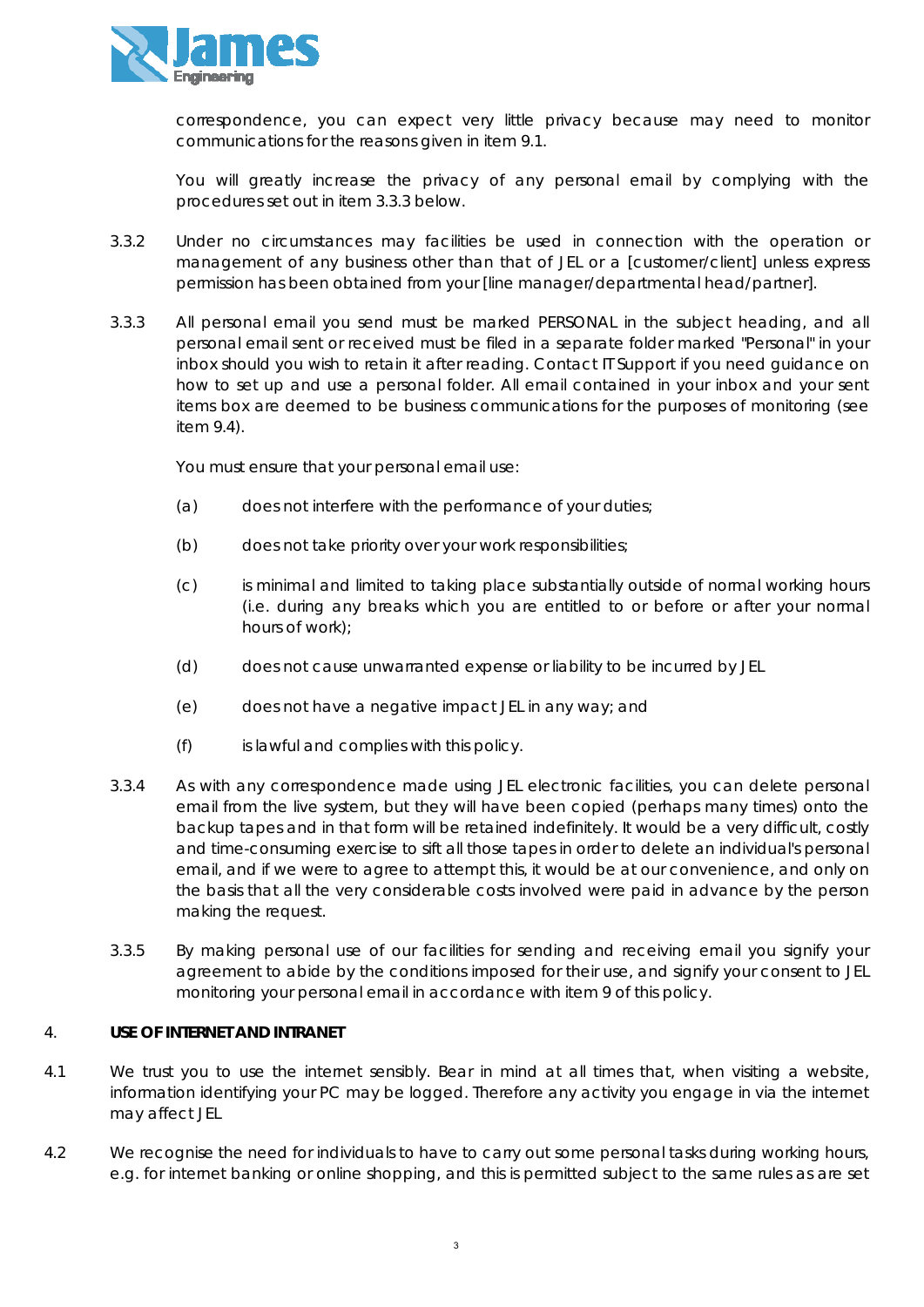correspondence, you can expect very little privacy because may need to monitor communications for the reasons given in item 9.1.

You will greatly increase the privacy of any personal email by complying with the procedures set out in item 3.3.3 below.

3.3.2 Under no circumstances may facilities be used in connection with the operation or management of any business other than that of JEL or a [customer/client] unless express permission has been obtained from your [line manager/departmental head/partner].

3.3.3 All personal email you send must be marked PERSONAL in the subject heading, and all personal email sent or received must be filed in a separate folder marked "Personal" in your inbox should you wish to retain it after reading. Contact IT Support if you need guidance on how to set up and use a personal folder. All email contained in your inbox and your sent items box are deemed to be business communications for the purposes of monitoring (see item 9.4).

You must ensure that your personal email use:

(a) does not interfere with the performance of your duties;

(b) does not take priority over your work responsibilities;

(c) is minimal and limited to taking place substantially outside of normal working hours (i.e. during any breaks which you are entitled to or before or after your normal hours of work);

(d) does not cause unwarranted expense or liability to be incurred by JEL

(e) does not have a negative impact JEL in any way; and

(f) is lawful and complies with this policy.

3.3.4 As with any correspondence made using JEL electronic facilities, you can delete personal email from the live system, but they will have been copied (perhaps many times) onto the backup tapes and in that form will be retained indefinitely. It would be a very difficult, costly and time-consuming exercise to sift all those tapes in order to delete an individual's personal email, and if we were to agree to attempt this, it would be at our convenience, and only on the basis that all the very considerable costs involved were paid in advance by the person making the request.

3.3.5 By making personal use of our facilities for sending and receiving email you signify your agreement to abide by the conditions imposed for their use, and signify your consent to JEL monitoring your personal email in accordance with item 9 of this policy.

## 4. USE OF INTERNET AND INTRANET

4.1 We trust you to use the internet sensibly. Bear in mind at all times that, when visiting a website, information identifying your PC may be logged. Therefore any activity you engage in via the internet may affect JEL

4.2 We recognise the need for individuals to have to carry out some personal tasks during working hours, e.g. for internet banking or online shopping, and this is permitted subject to the same rules as are set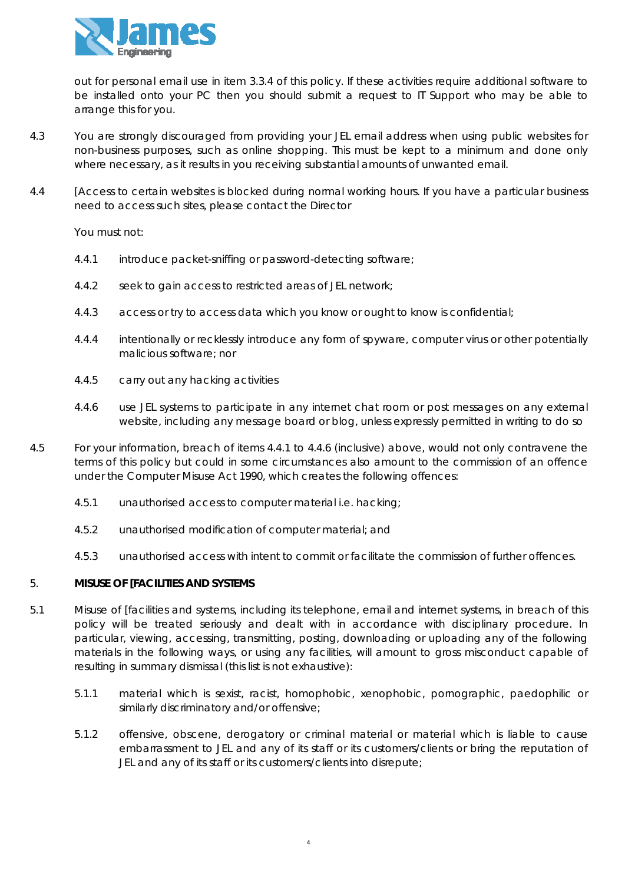out for personal email use in item 3.3.4 of this policy. If these activities require additional software to be installed onto your PC then you should submit a request to IT Support who may be able to arrange this for you.

4.3 You are strongly discouraged from providing your JEL email address when using public websites for non-business purposes, such as online shopping. This must be kept to a minimum and done only where necessary, as it results in you receiving substantial amounts of unwanted email.

4.4 [Access to certain websites is blocked during normal working hours. If you have a particular business need to access such sites, please contact the Director

You must not:

4.4.1 introduce packet-sniffing or password-detecting software;

4.4.2 seek to gain access to restricted areas of JEL network;

4.4.3 access or try to access data which you know or ought to know is confidential;

4.4.4 intentionally or recklessly introduce any form of spyware, computer virus or other potentially malicious software; nor

4.4.5 carry out any hacking activities

4.4.6 use JEL systems to participate in any internet chat room or post messages on any external website, including any message board or blog, unless expressly permitted in writing to do so

4.5 For your information, breach of items 4.4.1 to 4.4.6 (inclusive) above, would not only contravene the terms of this policy but could in some circumstances also amount to the commission of an offence under the Computer Misuse Act 1990, which creates the following offences:

4.5.1 unauthorised access to computer material i.e. hacking;

4.5.2 unauthorised modification of computer material; and

4.5.3 unauthorised access with intent to commit or facilitate the commission of further offences.

## 5. MISUSE OF [FACILITIES AND SYSTEMS

5.1 Misuse of [facilities and systems, including its telephone, email and internet systems, in breach of this policy will be treated seriously and dealt with in accordance with disciplinary procedure. In particular, viewing, accessing, transmitting, posting, downloading or uploading any of the following materials in the following ways, or using any facilities, will amount to gross misconduct capable of resulting in summary dismissal (this list is not exhaustive):

5.1.1 material which is sexist, racist, homophobic, xenophobic, pornographic, paedophilic or similarly discriminatory and/or offensive;

5.1.2 offensive, obscene, derogatory or criminal material or material which is liable to cause embarrassment to JEL and any of its staff or its customers/clients or bring the reputation of JEL and any of its staff or its customers/clients into disrepute;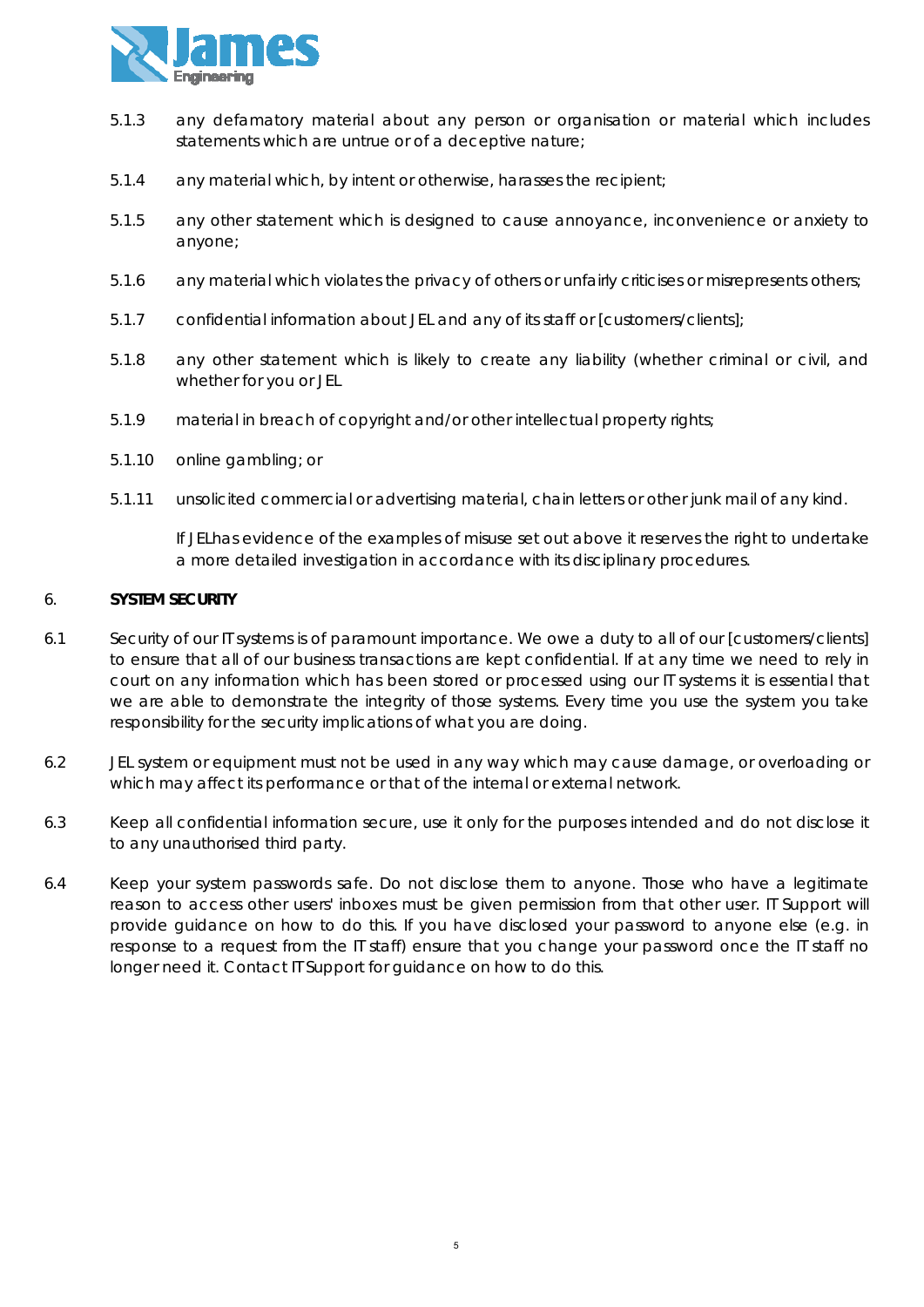5.1.3 any defamatory material about any person or organisation or material which includes statements which are untrue or of a deceptive nature;

5.1.4 any material which, by intent or otherwise, harasses the recipient;

5.1.5 any other statement which is designed to cause annoyance, inconvenience or anxiety to anyone;

5.1.6 any material which violates the privacy of others or unfairly criticises or misrepresents others;

5.1.7 confidential information about JEL and any of its staff or [customers/clients];

5.1.8 any other statement which is likely to create any liability (whether criminal or civil, and whether for you or JEL

5.1.9 material in breach of copyright and/or other intellectual property rights;

5.1.10 online gambling; or

5.1.11 unsolicited commercial or advertising material, chain letters or other junk mail of any kind.

If JELhas evidence of the examples of misuse set out above it reserves the right to undertake a more detailed investigation in accordance with its disciplinary procedures.

## 6. SYSTEM SECURITY

6.1 Security of our IT systems is of paramount importance. We owe a duty to all of our [customers/clients] to ensure that all of our business transactions are kept confidential. If at any time we need to rely in court on any information which has been stored or processed using our IT systems it is essential that we are able to demonstrate the integrity of those systems. Every time you use the system you take responsibility for the security implications of what you are doing.

6.2 JEL system or equipment must not be used in any way which may cause damage, or overloading or which may affect its performance or that of the internal or external network.

6.3 Keep all confidential information secure, use it only for the purposes intended and do not disclose it to any unauthorised third party.

6.4 Keep your system passwords safe. Do not disclose them to anyone. Those who have a legitimate reason to access other users' inboxes must be given permission from that other user. IT Support will provide guidance on how to do this. If you have disclosed your password to anyone else (e.g. in response to a request from the IT staff) ensure that you change your password once the IT staff no longer need it. Contact IT Support for guidance on how to do this.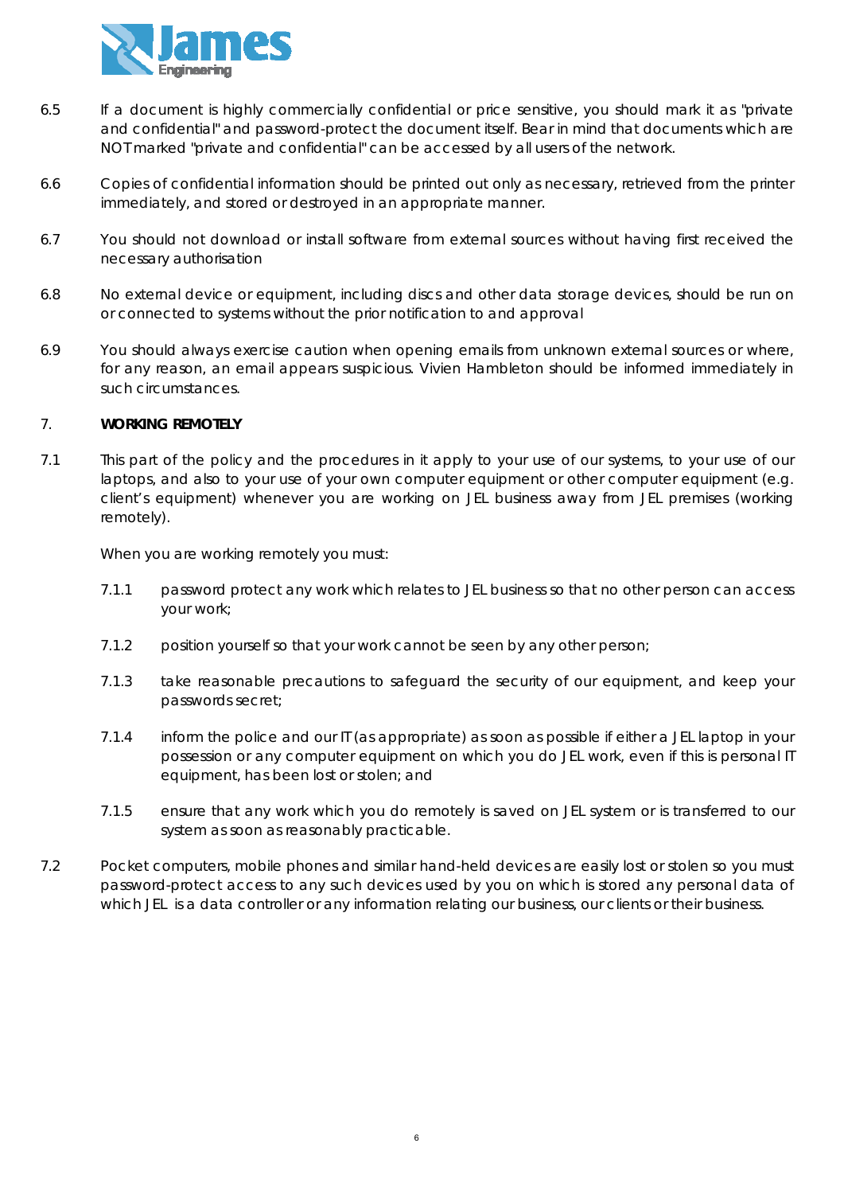6.5 If a document is highly commercially confidential or price sensitive, you should mark it as "private and confidential" and password-protect the document itself. Bear in mind that documents which are NOT marked "private and confidential" can be accessed by all users of the network.

6.6 Copies of confidential information should be printed out only as necessary, retrieved from the printer immediately, and stored or destroyed in an appropriate manner.

6.7 You should not download or install software from external sources without having first received the necessary authorisation

6.8 No external device or equipment, including discs and other data storage devices, should be run on or connected to systems without the prior notification to and approval

6.9 You should always exercise caution when opening emails from unknown external sources or where, for any reason, an email appears suspicious. Vivien Hambleton should be informed immediately in such circumstances.

## 7. **WORKING REMOTELY**

7.1 This part of the policy and the procedures in it apply to your use of our systems, to your use of our laptops, and also to your use of your own computer equipment or other computer equipment (e.g. client's equipment) whenever you are working on JEL business away from JEL premises (working remotely).

When you are working remotely you must:

7.1.1 password protect any work which relates to JEL business so that no other person can access your work;

7.1.2 position yourself so that your work cannot be seen by any other person;

7.1.3 take reasonable precautions to safeguard the security of our equipment, and keep your passwords secret;

7.1.4 inform the police and our IT (as appropriate) as soon as possible if either a JEL laptop in your possession or any computer equipment on which you do JEL work, even if this is personal IT equipment, has been lost or stolen; and

7.1.5 ensure that any work which you do remotely is saved on JEL system or is transferred to our system as soon as reasonably practicable.

7.2 Pocket computers, mobile phones and similar hand-held devices are easily lost or stolen so you must password-protect access to any such devices used by you on which is stored any personal data of which JEL is a data controller or any information relating our business, our clients or their business.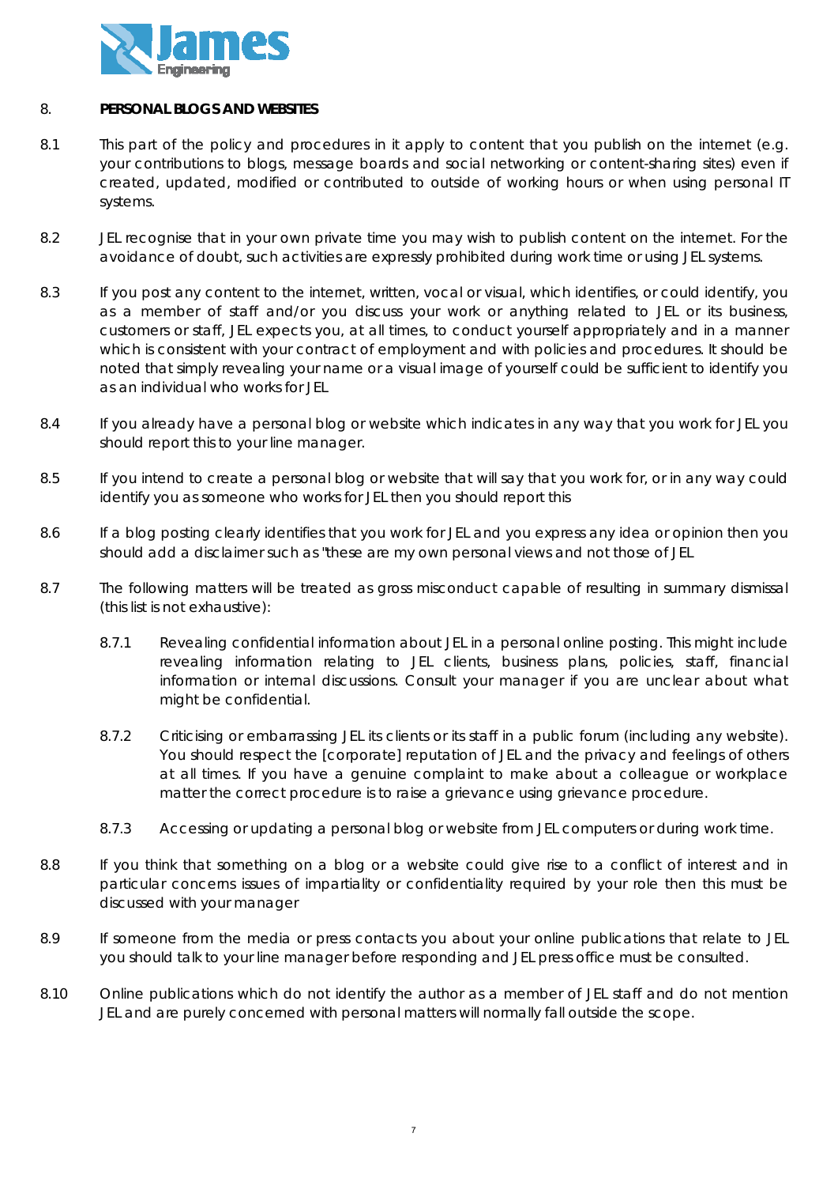## 8. PERSONAL BLOGS AND WEBSITES

8.1 This part of the policy and procedures in it apply to content that you publish on the internet (e.g. your contributions to blogs, message boards and social networking or content-sharing sites) even if created, updated, modified or contributed to outside of working hours or when using personal IT systems.

8.2 JEL recognise that in your own private time you may wish to publish content on the internet. For the avoidance of doubt, such activities are expressly prohibited during work time or using JEL systems.

8.3 If you post any content to the internet, written, vocal or visual, which identifies, or could identify, you as a member of staff and/or you discuss your work or anything related to JEL or its business, customers or staff, JEL expects you, at all times, to conduct yourself appropriately and in a manner which is consistent with your contract of employment and with policies and procedures. It should be noted that simply revealing your name or a visual image of yourself could be sufficient to identify you as an individual who works for JEL

8.4 If you already have a personal blog or website which indicates in any way that you work for JEL you should report this to your line manager.

8.5 If you intend to create a personal blog or website that will say that you work for, or in any way could identify you as someone who works for JEL then you should report this

8.6 If a blog posting clearly identifies that you work for JEL and you express any idea or opinion then you should add a disclaimer such as "these are my own personal views and not those of JEL

8.7 The following matters will be treated as gross misconduct capable of resulting in summary dismissal (this list is not exhaustive):

8.7.1 Revealing confidential information about JEL in a personal online posting. This might include revealing information relating to JEL clients, business plans, policies, staff, financial information or internal discussions. Consult your manager if you are unclear about what might be confidential.

8.7.2 Criticising or embarrassing JEL its clients or its staff in a public forum (including any website). You should respect the [corporate] reputation of JEL and the privacy and feelings of others at all times. If you have a genuine complaint to make about a colleague or workplace matter the correct procedure is to raise a grievance using grievance procedure.

8.7.3 Accessing or updating a personal blog or website from JEL computers or during work time.

8.8 If you think that something on a blog or a website could give rise to a conflict of interest and in particular concerns issues of impartiality or confidentiality required by your role then this must be discussed with your manager

8.9 If someone from the media or press contacts you about your online publications that relate to JEL you should talk to your line manager before responding and JEL press office must be consulted.

8.10 Online publications which do not identify the author as a member of JEL staff and do not mention JEL and are purely concerned with personal matters will normally fall outside the scope.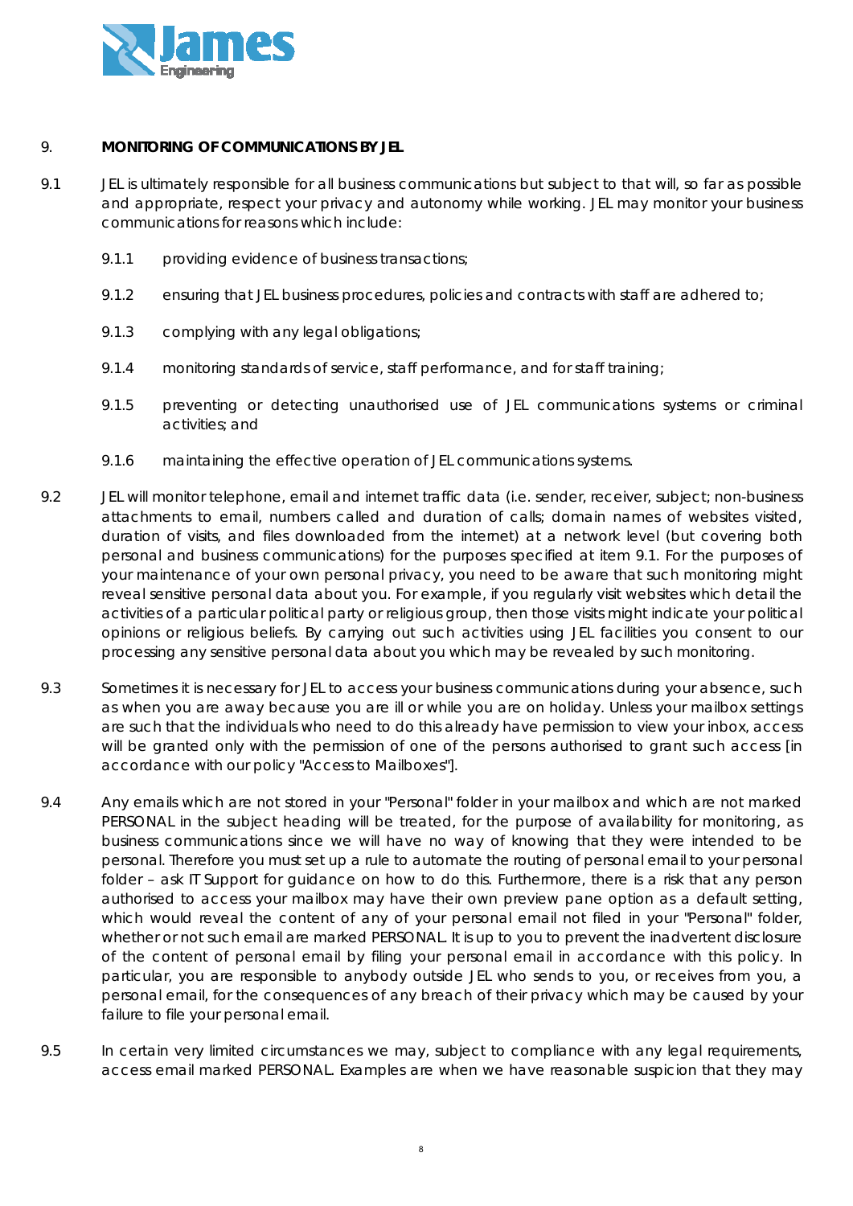## 9. MONITORING OF COMMUNICATIONS BY JEL

9.1 JEL is ultimately responsible for all business communications but subject to that will, so far as possible and appropriate, respect your privacy and autonomy while working. JEL may monitor your business communications for reasons which include:

- 9.1.1 providing evidence of business transactions;
- 9.1.2 ensuring that JEL business procedures, policies and contracts with staff are adhered to;
- 9.1.3 complying with any legal obligations;
- 9.1.4 monitoring standards of service, staff performance, and for staff training;
- 9.1.5 preventing or detecting unauthorised use of JEL communications systems or criminal activities; and
- 9.1.6 maintaining the effective operation of JEL communications systems.

9.2 JEL will monitor telephone, email and internet traffic data (i.e. sender, receiver, subject; non-business attachments to email, numbers called and duration of calls; domain names of websites visited, duration of visits, and files downloaded from the internet) at a network level (but covering both personal and business communications) for the purposes specified at item 9.1. For the purposes of your maintenance of your own personal privacy, you need to be aware that such monitoring might reveal sensitive personal data about you. For example, if you regularly visit websites which detail the activities of a particular political party or religious group, then those visits might indicate your political opinions or religious beliefs. By carrying out such activities using JEL facilities you consent to our processing any sensitive personal data about you which may be revealed by such monitoring.

9.3 Sometimes it is necessary for JEL to access your business communications during your absence, such as when you are away because you are ill or while you are on holiday. Unless your mailbox settings are such that the individuals who need to do this already have permission to view your inbox, access will be granted only with the permission of one of the persons authorised to grant such access [in accordance with our policy "Access to Mailboxes"].

9.4 Any emails which are not stored in your "Personal" folder in your mailbox and which are not marked PERSONAL in the subject heading will be treated, for the purpose of availability for monitoring, as business communications since we will have no way of knowing that they were intended to be personal. Therefore you must set up a rule to automate the routing of personal email to your personal folder – ask IT Support for guidance on how to do this. Furthermore, there is a risk that any person authorised to access your mailbox may have their own preview pane option as a default setting, which would reveal the content of any of your personal email not filed in your "Personal" folder, whether or not such email are marked PERSONAL. It is up to you to prevent the inadvertent disclosure of the content of personal email by filing your personal email in accordance with this policy. In particular, you are responsible to anybody outside JEL who sends to you, or receives from you, a personal email, for the consequences of any breach of their privacy which may be caused by your failure to file your personal email.

9.5 In certain very limited circumstances we may, subject to compliance with any legal requirements, access email marked PERSONAL. Examples are when we have reasonable suspicion that they may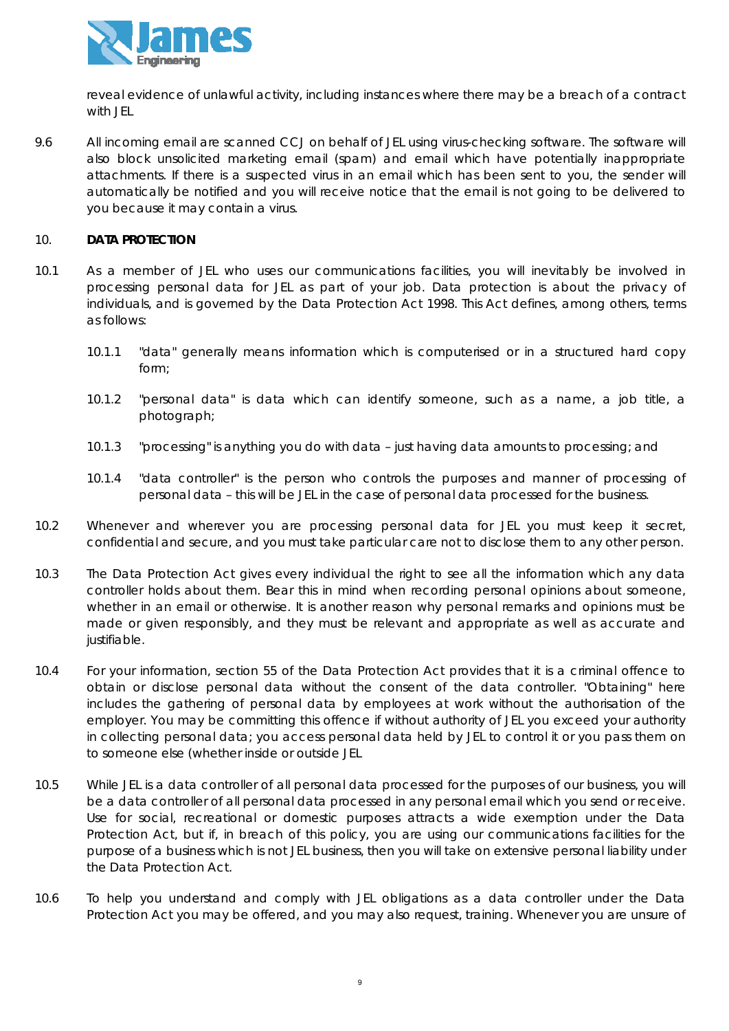reveal evidence of unlawful activity, including instances where there may be a breach of a contract with JEL

9.6 All incoming email are scanned CCJ on behalf of JEL using virus-checking software. The software will also block unsolicited marketing email (spam) and email which have potentially inappropriate attachments. If there is a suspected virus in an email which has been sent to you, the sender will automatically be notified and you will receive notice that the email is not going to be delivered to you because it may contain a virus.

## 10. DATA PROTECTION

10.1 As a member of JEL who uses our communications facilities, you will inevitably be involved in processing personal data for JEL as part of your job. Data protection is about the privacy of individuals, and is governed by the Data Protection Act 1998. This Act defines, among others, terms as follows:

10.1.1 "data" generally means information which is computerised or in a structured hard copy form;

10.1.2 "personal data" is data which can identify someone, such as a name, a job title, a photograph;

10.1.3 "processing" is anything you do with data – just having data amounts to processing; and

10.1.4 "data controller" is the person who controls the purposes and manner of processing of personal data – this will be JEL in the case of personal data processed for the business.

10.2 Whenever and wherever you are processing personal data for JEL you must keep it secret, confidential and secure, and you must take particular care not to disclose them to any other person.

10.3 The Data Protection Act gives every individual the right to see all the information which any data controller holds about them. Bear this in mind when recording personal opinions about someone, whether in an email or otherwise. It is another reason why personal remarks and opinions must be made or given responsibly, and they must be relevant and appropriate as well as accurate and justifiable.

10.4 For your information, section 55 of the Data Protection Act provides that it is a criminal offence to obtain or disclose personal data without the consent of the data controller. "Obtaining" here includes the gathering of personal data by employees at work without the authorisation of the employer. You may be committing this offence if without authority of JEL you exceed your authority in collecting personal data; you access personal data held by JEL to control it or you pass them on to someone else (whether inside or outside JEL

10.5 While JEL is a data controller of all personal data processed for the purposes of our business, you will be a data controller of all personal data processed in any personal email which you send or receive. Use for social, recreational or domestic purposes attracts a wide exemption under the Data Protection Act, but if, in breach of this policy, you are using our communications facilities for the purpose of a business which is not JEL business, then you will take on extensive personal liability under the Data Protection Act.

10.6 To help you understand and comply with JEL obligations as a data controller under the Data Protection Act you may be offered, and you may also request, training. Whenever you are unsure of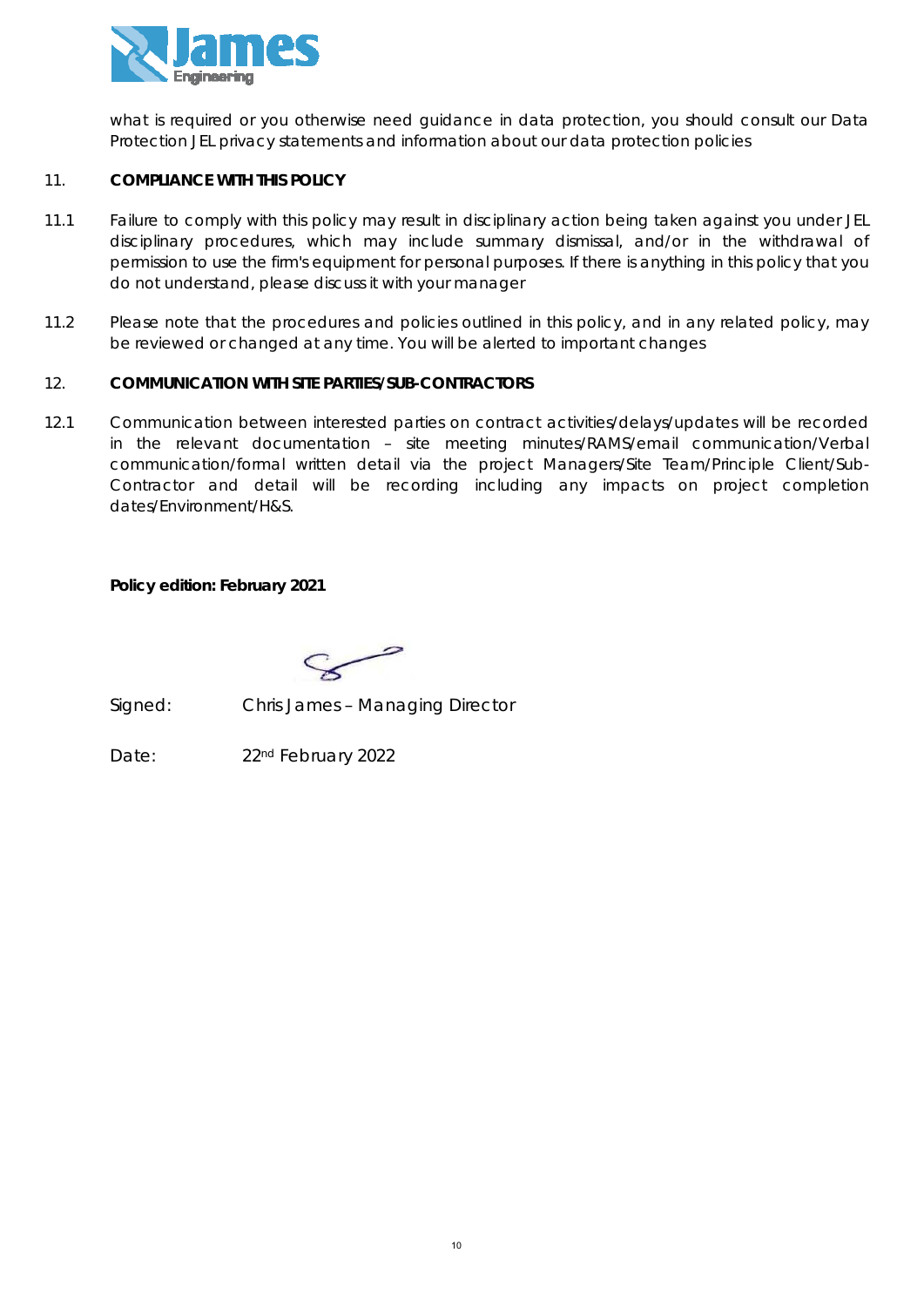what is required or you otherwise need guidance in data protection, you should consult our Data Protection JEL privacy statements and information about our data protection policies

## 11. COMPLIANCE WITH THIS POLICY

11.1 Failure to comply with this policy may result in disciplinary action being taken against you under JEL disciplinary procedures, which may include summary dismissal, and/or in the withdrawal of permission to use the firm's equipment for personal purposes. If there is anything in this policy that you do not understand, please discuss it with your manager

11.2 Please note that the procedures and policies outlined in this policy, and in any related policy, may be reviewed or changed at any time. You will be alerted to important changes

## 12. COMMUNICATION WITH SITE PARTIES/SUB-CONTRACTORS

12.1 Communication between interested parties on contract activities/delays/updates will be recorded in the relevant documentation – site meeting minutes/RAMS/email communication/Verbal communication/formal written detail via the project Managers/Site Team/Principle Client/Sub-Contractor and detail will be recording including any impacts on project completion dates/Environment/H&S.

**Policy edition: February 2021**

Signed: Chris James – Managing Director

Date: 22nd February 2022